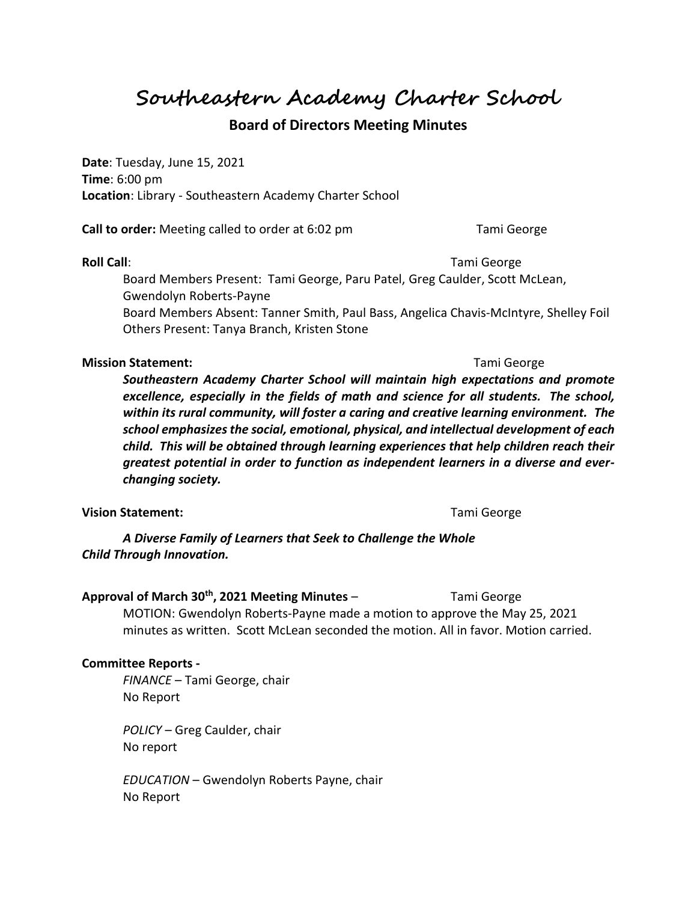# Southeastern Academy Charter School

## Board of Directors Meeting Minutes

**Date**: Tuesday, June 15, 2021
**Time**: 6:00 pm
**Location**: Library - Southeastern Academy Charter School

**Call to order:** Meeting called to order at 6:02 pm Tami George

**Roll Call**: Tami George

Board Members Present: Tami George, Paru Patel, Greg Caulder, Scott McLean, Gwendolyn Roberts-Payne
Board Members Absent: Tanner Smith, Paul Bass, Angelica Chavis-McIntyre, Shelley Foil
Others Present: Tanya Branch, Kristen Stone

**Mission Statement:** Tami George

***Southeastern Academy Charter School will maintain high expectations and promote excellence, especially in the fields of math and science for all students. The school, within its rural community, will foster a caring and creative learning environment. The school emphasizes the social, emotional, physical, and intellectual development of each child. This will be obtained through learning experiences that help children reach their greatest potential in order to function as independent learners in a diverse and ever-changing society.***

**Vision Statement:** Tami George

***A Diverse Family of Learners that Seek to Challenge the Whole Child Through Innovation.***

**Approval of March 30th, 2021 Meeting Minutes** – Tami George

MOTION: Gwendolyn Roberts-Payne made a motion to approve the May 25, 2021 minutes as written. Scott McLean seconded the motion. All in favor. Motion carried.

**Committee Reports -**

*FINANCE* – Tami George, chair
No Report

*POLICY* – Greg Caulder, chair
No report

*EDUCATION* – Gwendolyn Roberts Payne, chair
No Report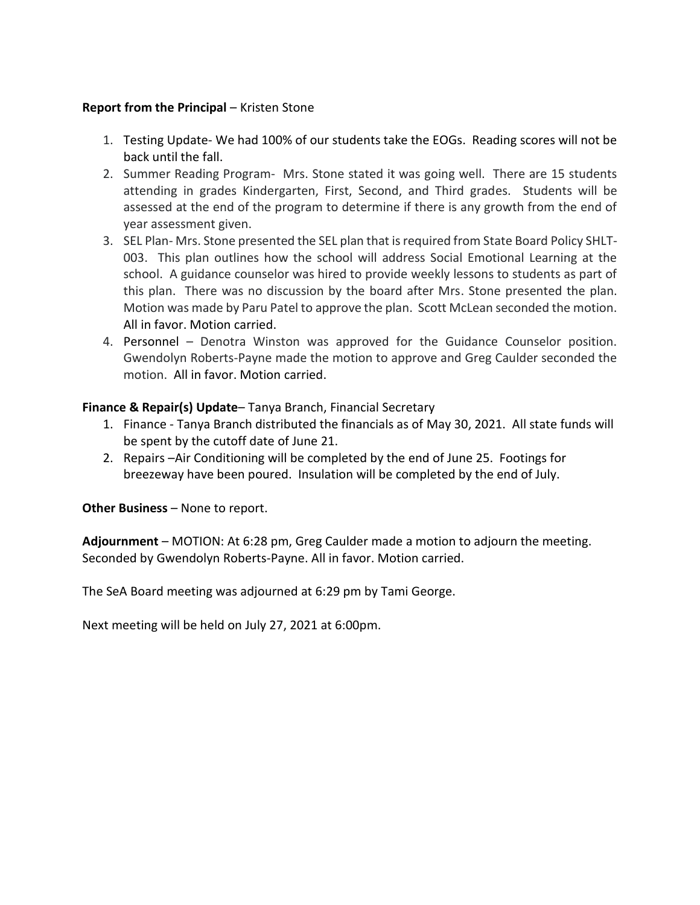**Report from the Principal** – Kristen Stone

1. Testing Update- We had 100% of our students take the EOGs. Reading scores will not be back until the fall.
2. Summer Reading Program- Mrs. Stone stated it was going well. There are 15 students attending in grades Kindergarten, First, Second, and Third grades. Students will be assessed at the end of the program to determine if there is any growth from the end of year assessment given.
3. SEL Plan- Mrs. Stone presented the SEL plan that is required from State Board Policy SHLT-003. This plan outlines how the school will address Social Emotional Learning at the school. A guidance counselor was hired to provide weekly lessons to students as part of this plan. There was no discussion by the board after Mrs. Stone presented the plan. Motion was made by Paru Patel to approve the plan. Scott McLean seconded the motion. All in favor. Motion carried.
4. Personnel – Denotra Winston was approved for the Guidance Counselor position. Gwendolyn Roberts-Payne made the motion to approve and Greg Caulder seconded the motion. All in favor. Motion carried.

**Finance & Repair(s) Update**– Tanya Branch, Financial Secretary

1. Finance - Tanya Branch distributed the financials as of May 30, 2021. All state funds will be spent by the cutoff date of June 21.
2. Repairs –Air Conditioning will be completed by the end of June 25. Footings for breezeway have been poured. Insulation will be completed by the end of July.

**Other Business** – None to report.

**Adjournment** – MOTION: At 6:28 pm, Greg Caulder made a motion to adjourn the meeting. Seconded by Gwendolyn Roberts-Payne. All in favor. Motion carried.

The SeA Board meeting was adjourned at 6:29 pm by Tami George.

Next meeting will be held on July 27, 2021 at 6:00pm.